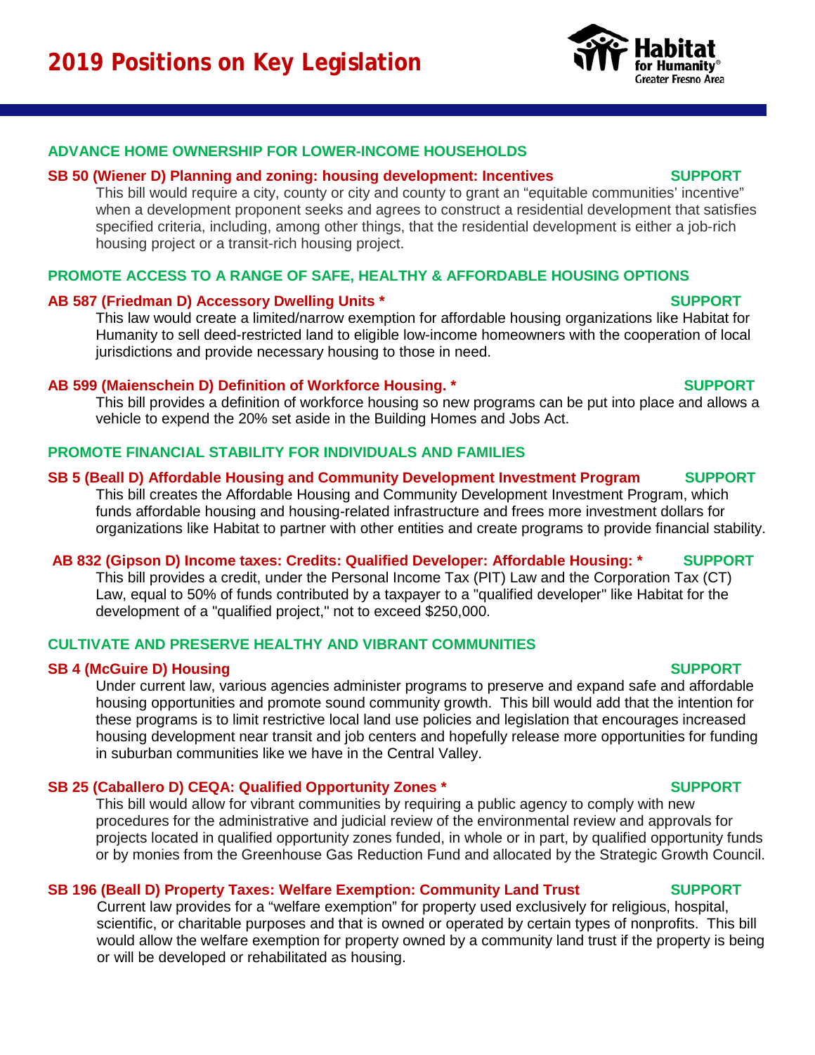# 2019 Positions on Key Legislation

## ADVANCE HOME OWNERSHIP FOR LOWER-INCOME HOUSEHOLDS

### SB 50 (Wiener D) Planning and zoning: housing development: Incentives — SUPPORT

This bill would require a city, county or city and county to grant an "equitable communities' incentive" when a development proponent seeks and agrees to construct a residential development that satisfies specified criteria, including, among other things, that the residential development is either a job-rich housing project or a transit-rich housing project.

## PROMOTE ACCESS TO A RANGE OF SAFE, HEALTHY & AFFORDABLE HOUSING OPTIONS

### AB 587 (Friedman D) Accessory Dwelling Units * — SUPPORT

This law would create a limited/narrow exemption for affordable housing organizations like Habitat for Humanity to sell deed-restricted land to eligible low-income homeowners with the cooperation of local jurisdictions and provide necessary housing to those in need.

### AB 599 (Maienschein D) Definition of Workforce Housing. * — SUPPORT

This bill provides a definition of workforce housing so new programs can be put into place and allows a vehicle to expend the 20% set aside in the Building Homes and Jobs Act.

## PROMOTE FINANCIAL STABILITY FOR INDIVIDUALS AND FAMILIES

### SB 5 (Beall D) Affordable Housing and Community Development Investment Program — SUPPORT

This bill creates the Affordable Housing and Community Development Investment Program, which funds affordable housing and housing-related infrastructure and frees more investment dollars for organizations like Habitat to partner with other entities and create programs to provide financial stability.

### AB 832 (Gipson D) Income taxes: Credits: Qualified Developer: Affordable Housing: * — SUPPORT

This bill provides a credit, under the Personal Income Tax (PIT) Law and the Corporation Tax (CT) Law, equal to 50% of funds contributed by a taxpayer to a "qualified developer" like Habitat for the development of a "qualified project," not to exceed $250,000.

## CULTIVATE AND PRESERVE HEALTHY AND VIBRANT COMMUNITIES

### SB 4 (McGuire D) Housing — SUPPORT

Under current law, various agencies administer programs to preserve and expand safe and affordable housing opportunities and promote sound community growth. This bill would add that the intention for these programs is to limit restrictive local land use policies and legislation that encourages increased housing development near transit and job centers and hopefully release more opportunities for funding in suburban communities like we have in the Central Valley.

### SB 25 (Caballero D) CEQA: Qualified Opportunity Zones * — SUPPORT

This bill would allow for vibrant communities by requiring a public agency to comply with new procedures for the administrative and judicial review of the environmental review and approvals for projects located in qualified opportunity zones funded, in whole or in part, by qualified opportunity funds or by monies from the Greenhouse Gas Reduction Fund and allocated by the Strategic Growth Council.

### SB 196 (Beall D) Property Taxes: Welfare Exemption: Community Land Trust — SUPPORT

Current law provides for a "welfare exemption" for property used exclusively for religious, hospital, scientific, or charitable purposes and that is owned or operated by certain types of nonprofits. This bill would allow the welfare exemption for property owned by a community land trust if the property is being or will be developed or rehabilitated as housing.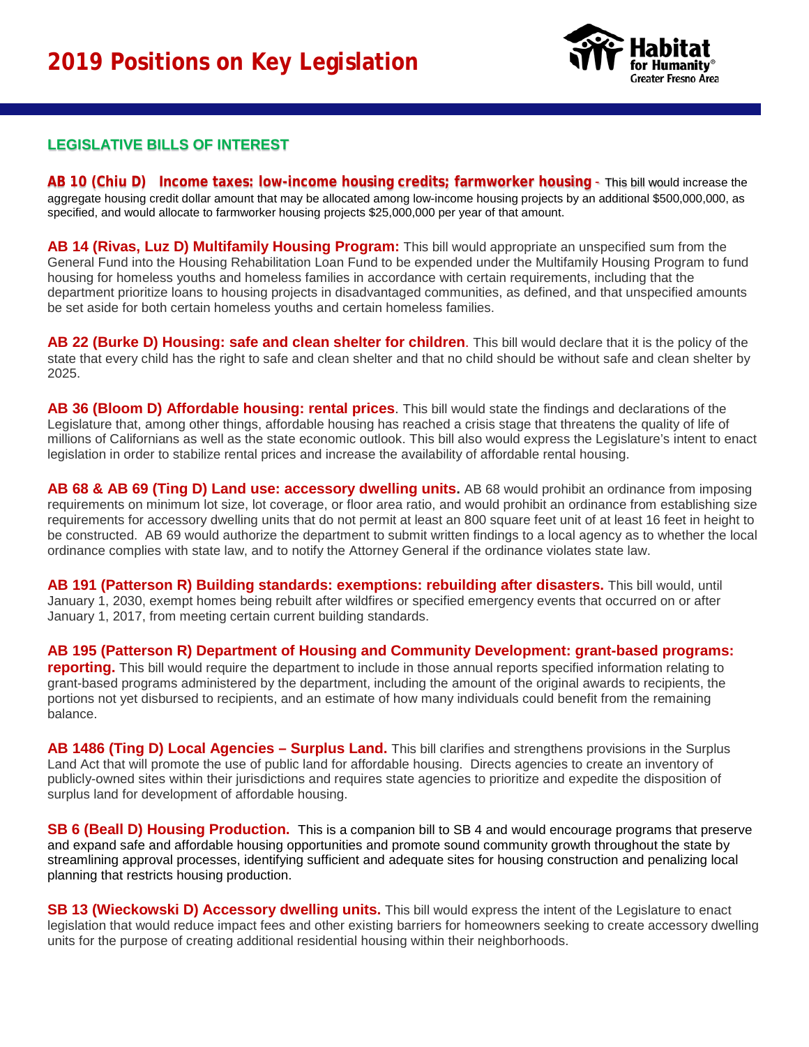# 2019 Positions on Key Legislation

Habitat for Humanity® Greater Fresno Area

## LEGISLATIVE BILLS OF INTEREST

**AB 10 (Chiu D) Income taxes: low-income housing credits; farmworker housing** - This bill would increase the aggregate housing credit dollar amount that may be allocated among low-income housing projects by an additional $500,000,000, as specified, and would allocate to farmworker housing projects $25,000,000 per year of that amount.

**AB 14 (Rivas, Luz D) Multifamily Housing Program:** This bill would appropriate an unspecified sum from the General Fund into the Housing Rehabilitation Loan Fund to be expended under the Multifamily Housing Program to fund housing for homeless youths and homeless families in accordance with certain requirements, including that the department prioritize loans to housing projects in disadvantaged communities, as defined, and that unspecified amounts be set aside for both certain homeless youths and certain homeless families.

**AB 22 (Burke D) Housing: safe and clean shelter for children**. This bill would declare that it is the policy of the state that every child has the right to safe and clean shelter and that no child should be without safe and clean shelter by 2025.

**AB 36 (Bloom D) Affordable housing: rental prices**. This bill would state the findings and declarations of the Legislature that, among other things, affordable housing has reached a crisis stage that threatens the quality of life of millions of Californians as well as the state economic outlook. This bill also would express the Legislature's intent to enact legislation in order to stabilize rental prices and increase the availability of affordable rental housing.

**AB 68 & AB 69 (Ting D) Land use: accessory dwelling units.** AB 68 would prohibit an ordinance from imposing requirements on minimum lot size, lot coverage, or floor area ratio, and would prohibit an ordinance from establishing size requirements for accessory dwelling units that do not permit at least an 800 square feet unit of at least 16 feet in height to be constructed. AB 69 would authorize the department to submit written findings to a local agency as to whether the local ordinance complies with state law, and to notify the Attorney General if the ordinance violates state law.

**AB 191 (Patterson R) Building standards: exemptions: rebuilding after disasters.** This bill would, until January 1, 2030, exempt homes being rebuilt after wildfires or specified emergency events that occurred on or after January 1, 2017, from meeting certain current building standards.

**AB 195 (Patterson R) Department of Housing and Community Development: grant-based programs: reporting.** This bill would require the department to include in those annual reports specified information relating to grant-based programs administered by the department, including the amount of the original awards to recipients, the portions not yet disbursed to recipients, and an estimate of how many individuals could benefit from the remaining balance.

**AB 1486 (Ting D) Local Agencies – Surplus Land.** This bill clarifies and strengthens provisions in the Surplus Land Act that will promote the use of public land for affordable housing. Directs agencies to create an inventory of publicly-owned sites within their jurisdictions and requires state agencies to prioritize and expedite the disposition of surplus land for development of affordable housing.

**SB 6 (Beall D) Housing Production.** This is a companion bill to SB 4 and would encourage programs that preserve and expand safe and affordable housing opportunities and promote sound community growth throughout the state by streamlining approval processes, identifying sufficient and adequate sites for housing construction and penalizing local planning that restricts housing production.

**SB 13 (Wieckowski D) Accessory dwelling units.** This bill would express the intent of the Legislature to enact legislation that would reduce impact fees and other existing barriers for homeowners seeking to create accessory dwelling units for the purpose of creating additional residential housing within their neighborhoods.